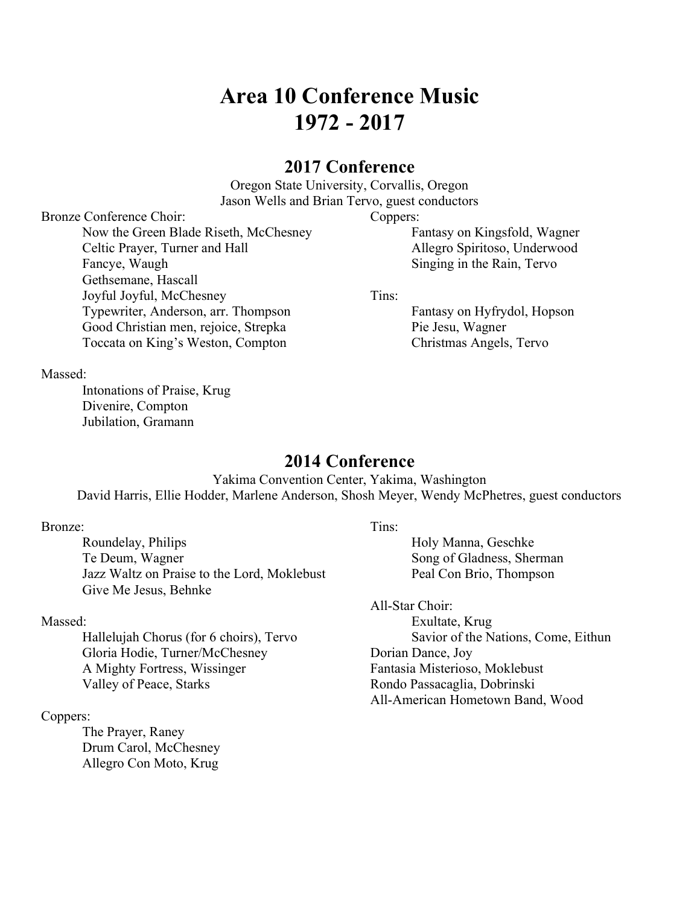# Area 10 Conference Music 1972 - 2017

## 2017 Conference

Oregon State University, Corvallis, Oregon
Jason Wells and Brian Tervo, guest conductors

Bronze Conference Choir:

- Now the Green Blade Riseth, McChesney
- Celtic Prayer, Turner and Hall
- Fancye, Waugh
- Gethsemane, Hascall
- Joyful Joyful, McChesney
- Typewriter, Anderson, arr. Thompson
- Good Christian men, rejoice, Strepka
- Toccata on King's Weston, Compton

Coppers:

- Fantasy on Kingsfold, Wagner
- Allegro Spiritoso, Underwood
- Singing in the Rain, Tervo

Tins:

- Fantasy on Hyfrydol, Hopson
- Pie Jesu, Wagner
- Christmas Angels, Tervo

Massed:

- Intonations of Praise, Krug
- Divenire, Compton
- Jubilation, Gramann

## 2014 Conference

Yakima Convention Center, Yakima, Washington
David Harris, Ellie Hodder, Marlene Anderson, Shosh Meyer, Wendy McPhetres, guest conductors

Bronze:

- Roundelay, Philips
- Te Deum, Wagner
- Jazz Waltz on Praise to the Lord, Moklebust
- Give Me Jesus, Behnke

Massed:

- Hallelujah Chorus (for 6 choirs), Tervo
- Gloria Hodie, Turner/McChesney
- A Mighty Fortress, Wissinger
- Valley of Peace, Starks

Coppers:

- The Prayer, Raney
- Drum Carol, McChesney
- Allegro Con Moto, Krug

Tins:

- Holy Manna, Geschke
- Song of Gladness, Sherman
- Peal Con Brio, Thompson

All-Star Choir:

- Exultate, Krug
- Savior of the Nations, Come, Eithun

Dorian Dance, Joy
Fantasia Misterioso, Moklebust
Rondo Passacaglia, Dobrinski
All-American Hometown Band, Wood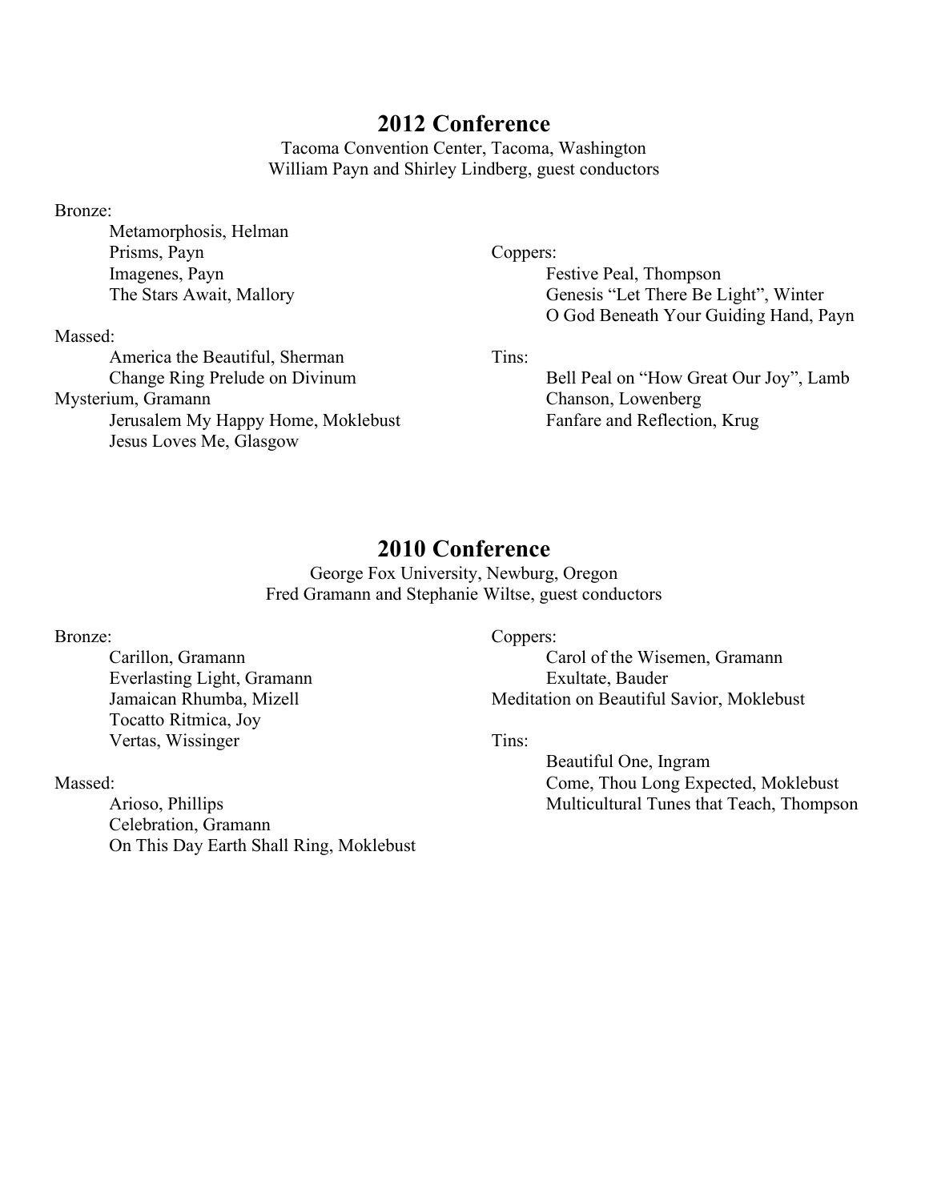## 2012 Conference

Tacoma Convention Center, Tacoma, Washington
William Payn and Shirley Lindberg, guest conductors

Bronze:

- Metamorphosis, Helman
- Prisms, Payn
- Imagenes, Payn
- The Stars Await, Mallory

Massed:

- America the Beautiful, Sherman
- Change Ring Prelude on Divinum Mysterium, Gramann
- Jerusalem My Happy Home, Moklebust
- Jesus Loves Me, Glasgow

Coppers:

- Festive Peal, Thompson
- Genesis "Let There Be Light", Winter
- O God Beneath Your Guiding Hand, Payn

Tins:

- Bell Peal on "How Great Our Joy", Lamb
- Chanson, Lowenberg
- Fanfare and Reflection, Krug

## 2010 Conference

George Fox University, Newburg, Oregon
Fred Gramann and Stephanie Wiltse, guest conductors

Bronze:

- Carillon, Gramann
- Everlasting Light, Gramann
- Jamaican Rhumba, Mizell
- Tocatto Ritmica, Joy
- Vertas, Wissinger

Massed:

- Arioso, Phillips
- Celebration, Gramann
- On This Day Earth Shall Ring, Moklebust

Coppers:

- Carol of the Wisemen, Gramann
- Exultate, Bauder
- Meditation on Beautiful Savior, Moklebust

Tins:

- Beautiful One, Ingram
- Come, Thou Long Expected, Moklebust
- Multicultural Tunes that Teach, Thompson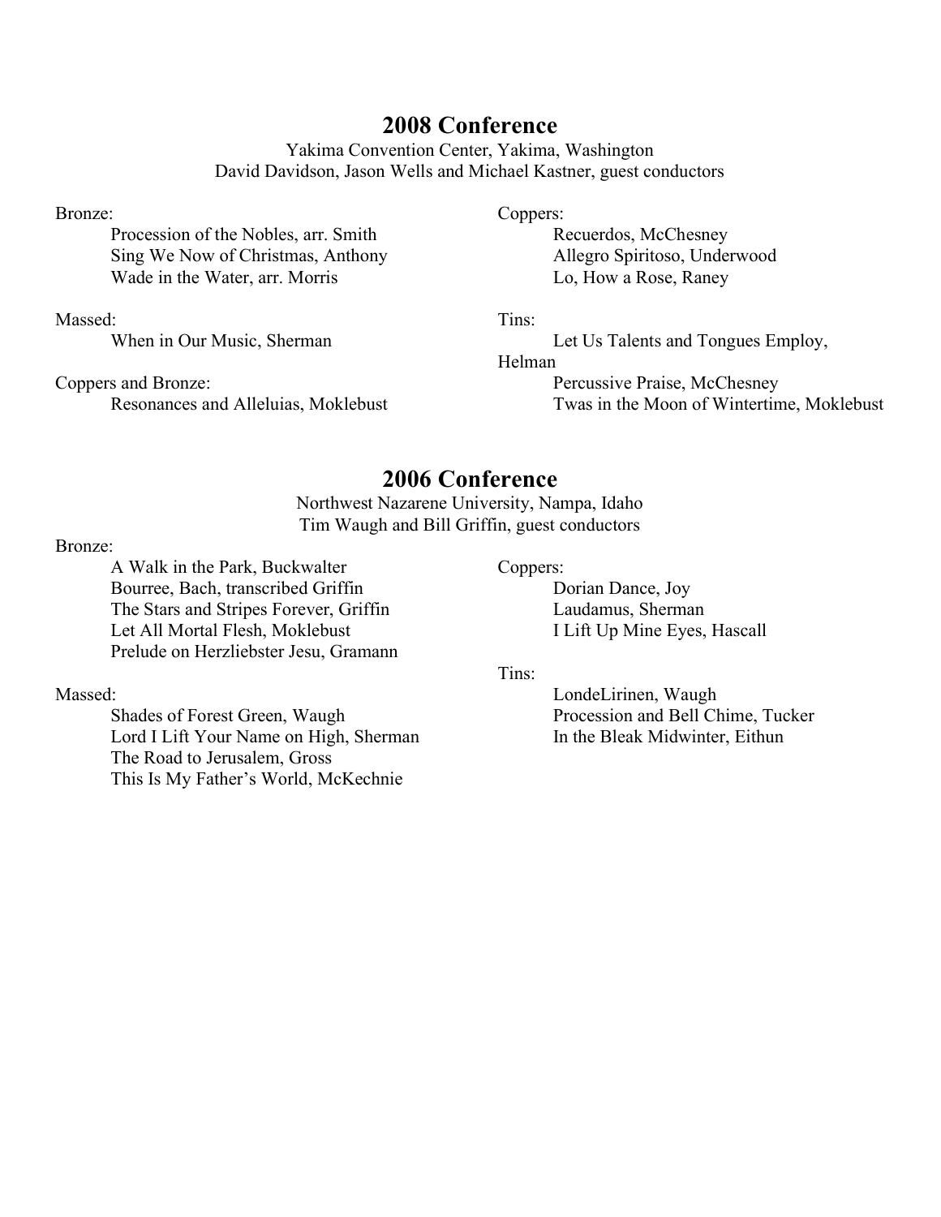## 2008 Conference

Yakima Convention Center, Yakima, Washington
David Davidson, Jason Wells and Michael Kastner, guest conductors

Bronze:

- Procession of the Nobles, arr. Smith
- Sing We Now of Christmas, Anthony
- Wade in the Water, arr. Morris

Massed:

- When in Our Music, Sherman

Coppers and Bronze:

- Resonances and Alleluias, Moklebust

Coppers:

- Recuerdos, McChesney
- Allegro Spiritoso, Underwood
- Lo, How a Rose, Raney

Tins:

- Let Us Talents and Tongues Employ, Helman
- Percussive Praise, McChesney
- Twas in the Moon of Wintertime, Moklebust

## 2006 Conference

Northwest Nazarene University, Nampa, Idaho
Tim Waugh and Bill Griffin, guest conductors

Bronze:

- A Walk in the Park, Buckwalter
- Bourree, Bach, transcribed Griffin
- The Stars and Stripes Forever, Griffin
- Let All Mortal Flesh, Moklebust
- Prelude on Herzliebster Jesu, Gramann

Massed:

- Shades of Forest Green, Waugh
- Lord I Lift Your Name on High, Sherman
- The Road to Jerusalem, Gross
- This Is My Father's World, McKechnie

Coppers:

- Dorian Dance, Joy
- Laudamus, Sherman
- I Lift Up Mine Eyes, Hascall

Tins:

- LondeLirinen, Waugh
- Procession and Bell Chime, Tucker
- In the Bleak Midwinter, Eithun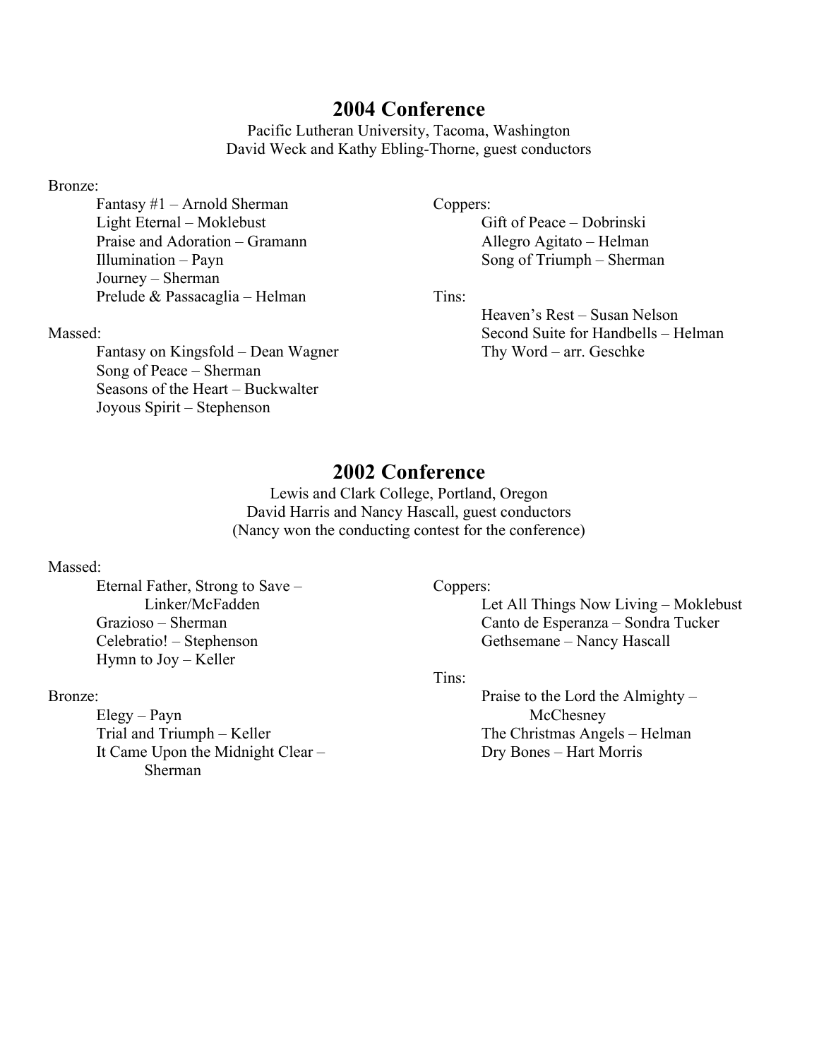## 2004 Conference

Pacific Lutheran University, Tacoma, Washington
David Weck and Kathy Ebling-Thorne, guest conductors

Bronze:

- Fantasy #1 – Arnold Sherman
- Light Eternal – Moklebust
- Praise and Adoration – Gramann
- Illumination – Payn
- Journey – Sherman
- Prelude & Passacaglia – Helman

Massed:

- Fantasy on Kingsfold – Dean Wagner
- Song of Peace – Sherman
- Seasons of the Heart – Buckwalter
- Joyous Spirit – Stephenson

Coppers:

- Gift of Peace – Dobrinski
- Allegro Agitato – Helman
- Song of Triumph – Sherman

Tins:

- Heaven's Rest – Susan Nelson
- Second Suite for Handbells – Helman
- Thy Word – arr. Geschke

## 2002 Conference

Lewis and Clark College, Portland, Oregon
David Harris and Nancy Hascall, guest conductors
(Nancy won the conducting contest for the conference)

Massed:

- Eternal Father, Strong to Save – Linker/McFadden
- Grazioso – Sherman
- Celebratio! – Stephenson
- Hymn to Joy – Keller

Bronze:

- Elegy – Payn
- Trial and Triumph – Keller
- It Came Upon the Midnight Clear – Sherman

Coppers:

- Let All Things Now Living – Moklebust
- Canto de Esperanza – Sondra Tucker
- Gethsemane – Nancy Hascall

Tins:

- Praise to the Lord the Almighty – McChesney
- The Christmas Angels – Helman
- Dry Bones – Hart Morris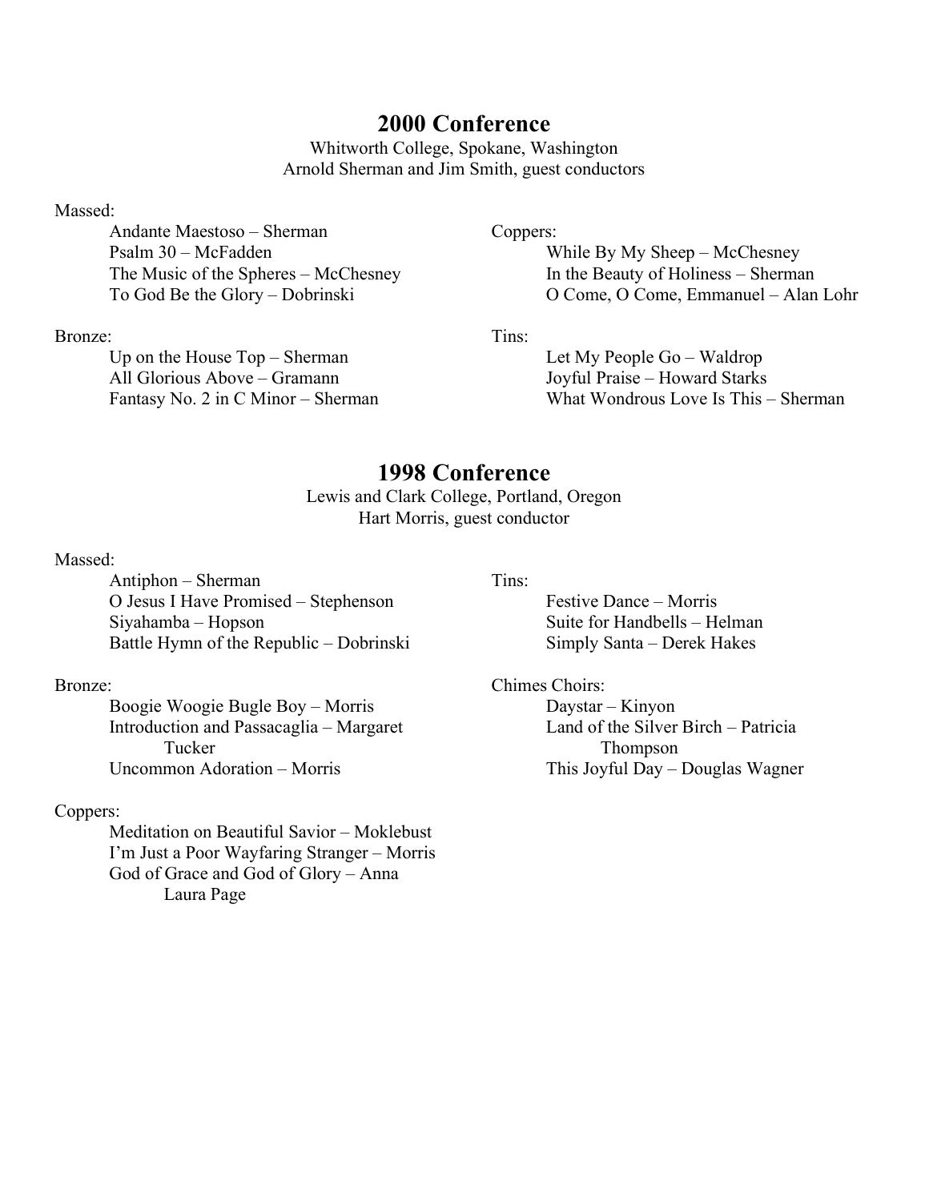## 2000 Conference

Whitworth College, Spokane, Washington
Arnold Sherman and Jim Smith, guest conductors

Massed:

- Andante Maestoso – Sherman
- Psalm 30 – McFadden
- The Music of the Spheres – McChesney
- To God Be the Glory – Dobrinski

Bronze:

- Up on the House Top – Sherman
- All Glorious Above – Gramann
- Fantasy No. 2 in C Minor – Sherman

Coppers:

- While By My Sheep – McChesney
- In the Beauty of Holiness – Sherman
- O Come, O Come, Emmanuel – Alan Lohr

Tins:

- Let My People Go – Waldrop
- Joyful Praise – Howard Starks
- What Wondrous Love Is This – Sherman

## 1998 Conference

Lewis and Clark College, Portland, Oregon
Hart Morris, guest conductor

Massed:

- Antiphon – Sherman
- O Jesus I Have Promised – Stephenson
- Siyahamba – Hopson
- Battle Hymn of the Republic – Dobrinski

Bronze:

- Boogie Woogie Bugle Boy – Morris
- Introduction and Passacaglia – Margaret Tucker
- Uncommon Adoration – Morris

Coppers:

- Meditation on Beautiful Savior – Moklebust
- I'm Just a Poor Wayfaring Stranger – Morris
- God of Grace and God of Glory – Anna Laura Page

Tins:

- Festive Dance – Morris
- Suite for Handbells – Helman
- Simply Santa – Derek Hakes

Chimes Choirs:

- Daystar – Kinyon
- Land of the Silver Birch – Patricia Thompson
- This Joyful Day – Douglas Wagner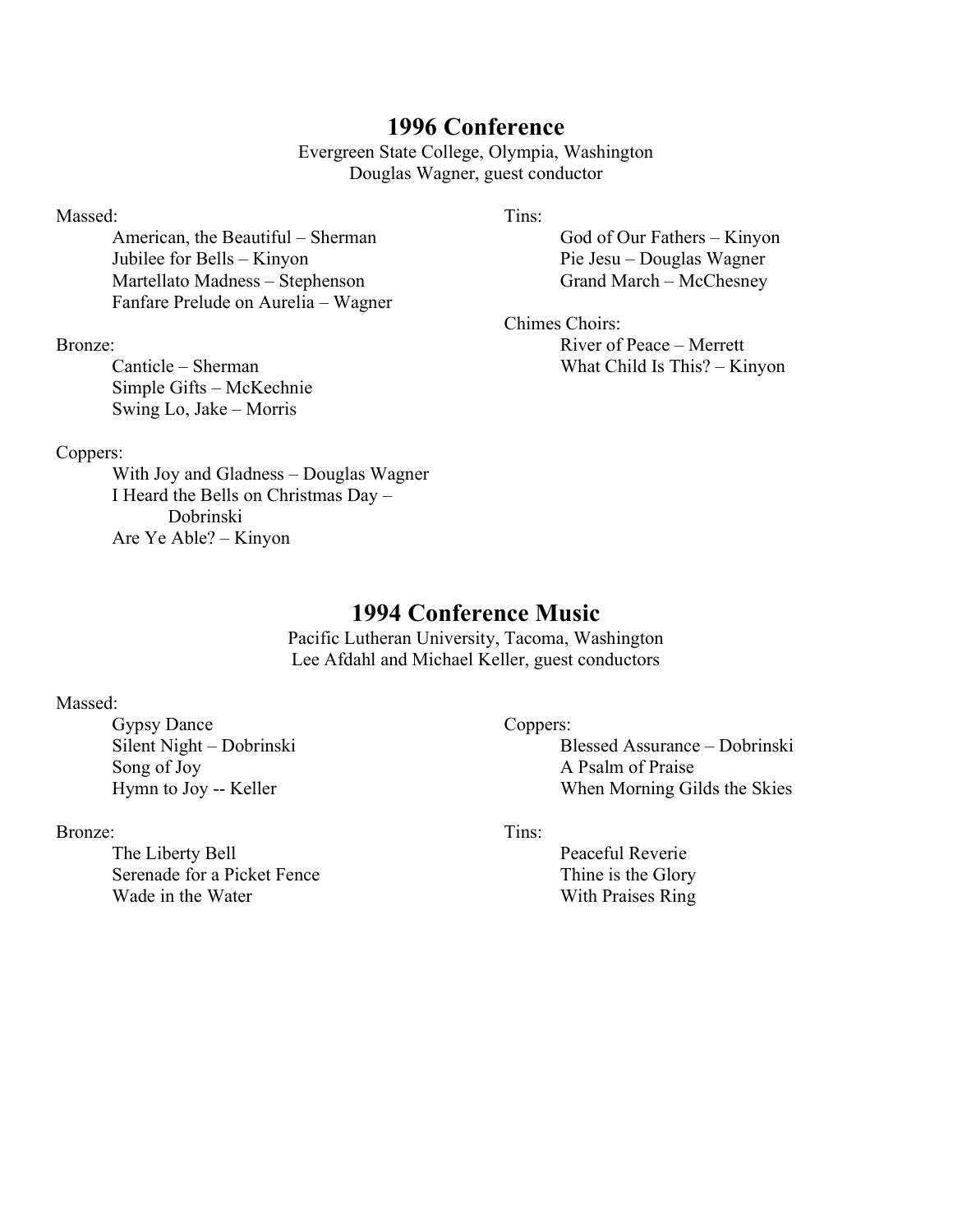## 1996 Conference

Evergreen State College, Olympia, Washington
Douglas Wagner, guest conductor

Massed:

- American, the Beautiful – Sherman
- Jubilee for Bells – Kinyon
- Martellato Madness – Stephenson
- Fanfare Prelude on Aurelia – Wagner

Bronze:

- Canticle – Sherman
- Simple Gifts – McKechnie
- Swing Lo, Jake – Morris

Coppers:

- With Joy and Gladness – Douglas Wagner
- I Heard the Bells on Christmas Day – Dobrinski
- Are Ye Able? – Kinyon

Tins:

- God of Our Fathers – Kinyon
- Pie Jesu – Douglas Wagner
- Grand March – McChesney

Chimes Choirs:

- River of Peace – Merrett
- What Child Is This? – Kinyon

## 1994 Conference Music

Pacific Lutheran University, Tacoma, Washington
Lee Afdahl and Michael Keller, guest conductors

Massed:

- Gypsy Dance
- Silent Night – Dobrinski
- Song of Joy
- Hymn to Joy -- Keller

Bronze:

- The Liberty Bell
- Serenade for a Picket Fence
- Wade in the Water

Coppers:

- Blessed Assurance – Dobrinski
- A Psalm of Praise
- When Morning Gilds the Skies

Tins:

- Peaceful Reverie
- Thine is the Glory
- With Praises Ring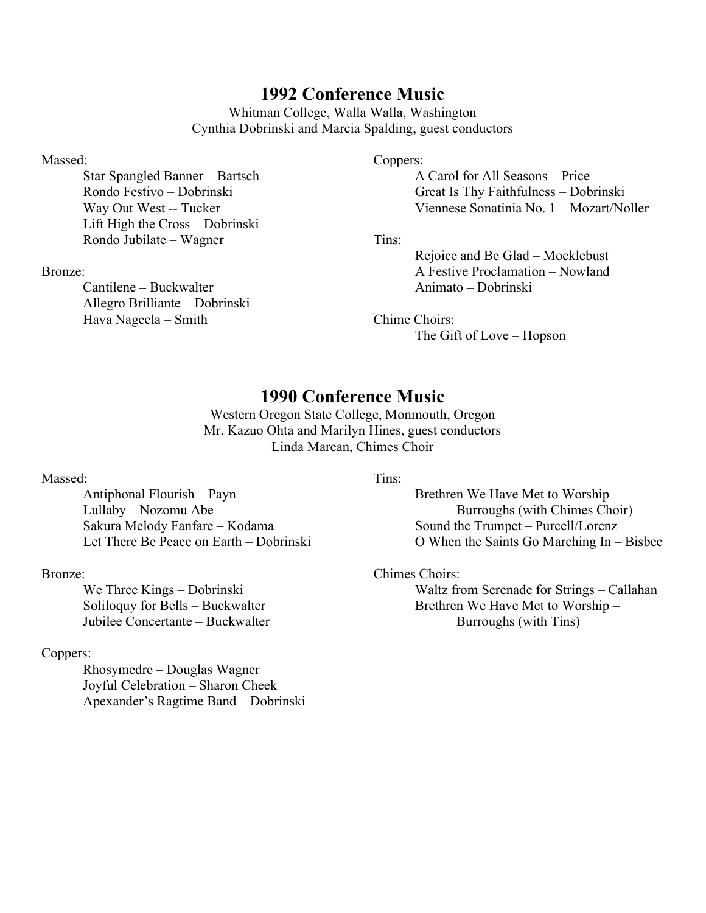## 1992 Conference Music

Whitman College, Walla Walla, Washington
Cynthia Dobrinski and Marcia Spalding, guest conductors

Massed:

- Star Spangled Banner – Bartsch
- Rondo Festivo – Dobrinski
- Way Out West -- Tucker
- Lift High the Cross – Dobrinski
- Rondo Jubilate – Wagner

Bronze:

- Cantilene – Buckwalter
- Allegro Brilliante – Dobrinski
- Hava Nageela – Smith

Coppers:

- A Carol for All Seasons – Price
- Great Is Thy Faithfulness – Dobrinski
- Viennese Sonatinia No. 1 – Mozart/Noller

Tins:

- Rejoice and Be Glad – Mocklebust
- A Festive Proclamation – Nowland
- Animato – Dobrinski

Chime Choirs:

- The Gift of Love – Hopson

## 1990 Conference Music

Western Oregon State College, Monmouth, Oregon
Mr. Kazuo Ohta and Marilyn Hines, guest conductors
Linda Marean, Chimes Choir

Massed:

- Antiphonal Flourish – Payn
- Lullaby – Nozomu Abe
- Sakura Melody Fanfare – Kodama
- Let There Be Peace on Earth – Dobrinski

Bronze:

- We Three Kings – Dobrinski
- Soliloquy for Bells – Buckwalter
- Jubilee Concertante – Buckwalter

Coppers:

- Rhosymedre – Douglas Wagner
- Joyful Celebration – Sharon Cheek
- Apexander's Ragtime Band – Dobrinski

Tins:

- Brethren We Have Met to Worship – Burroughs (with Chimes Choir)
- Sound the Trumpet – Purcell/Lorenz
- O When the Saints Go Marching In – Bisbee

Chimes Choirs:

- Waltz from Serenade for Strings – Callahan
- Brethren We Have Met to Worship – Burroughs (with Tins)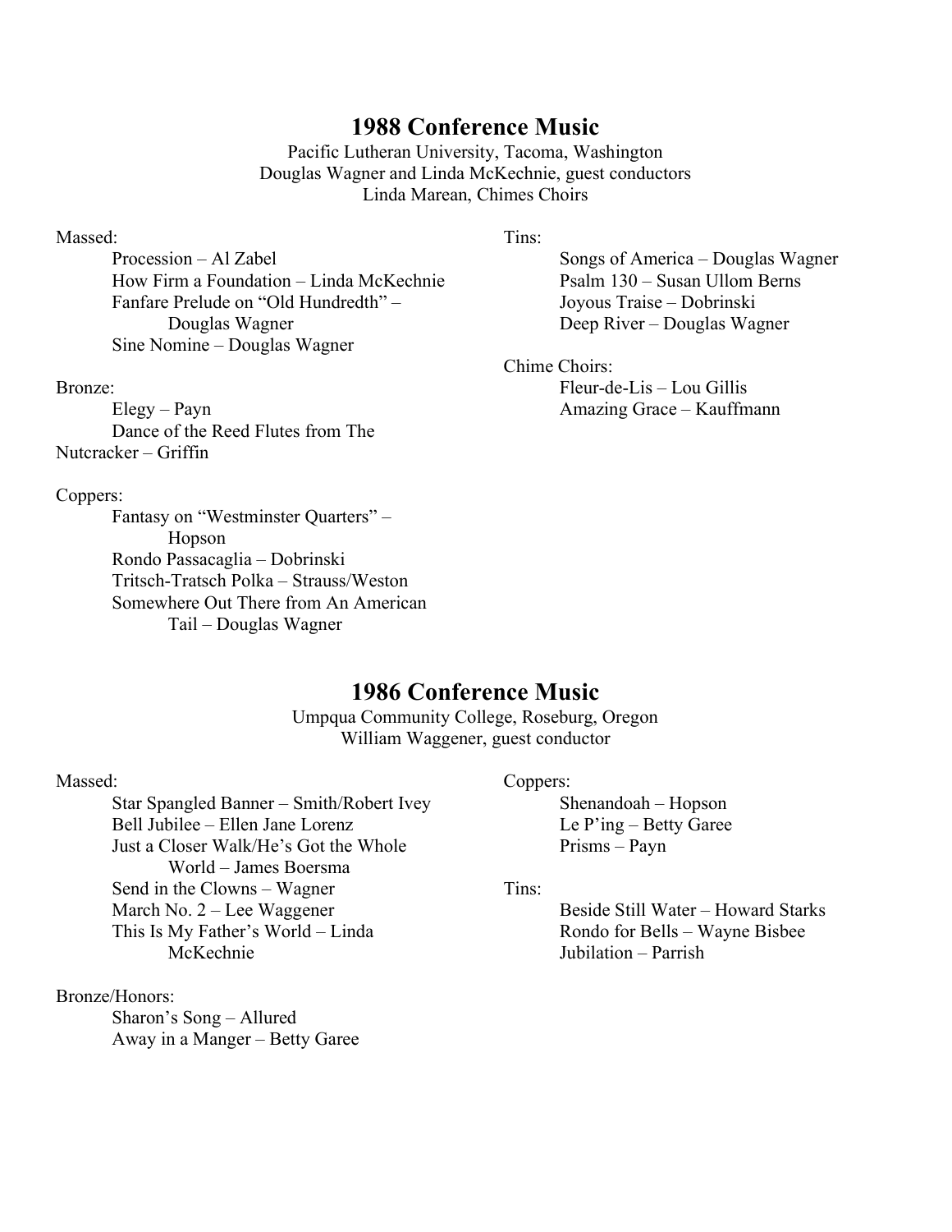## 1988 Conference Music

Pacific Lutheran University, Tacoma, Washington
Douglas Wagner and Linda McKechnie, guest conductors
Linda Marean, Chimes Choirs

Massed:

- Procession – Al Zabel
- How Firm a Foundation – Linda McKechnie
- Fanfare Prelude on "Old Hundredth" – Douglas Wagner
- Sine Nomine – Douglas Wagner

Bronze:

- Elegy – Payn
- Dance of the Reed Flutes from The Nutcracker – Griffin

Coppers:

- Fantasy on "Westminster Quarters" – Hopson
- Rondo Passacaglia – Dobrinski
- Tritsch-Tratsch Polka – Strauss/Weston
- Somewhere Out There from An American Tail – Douglas Wagner

Tins:

- Songs of America – Douglas Wagner
- Psalm 130 – Susan Ullom Berns
- Joyous Traise – Dobrinski
- Deep River – Douglas Wagner

Chime Choirs:

- Fleur-de-Lis – Lou Gillis
- Amazing Grace – Kauffmann

## 1986 Conference Music

Umpqua Community College, Roseburg, Oregon
William Waggener, guest conductor

Massed:

- Star Spangled Banner – Smith/Robert Ivey
- Bell Jubilee – Ellen Jane Lorenz
- Just a Closer Walk/He's Got the Whole World – James Boersma
- Send in the Clowns – Wagner
- March No. 2 – Lee Waggener
- This Is My Father's World – Linda McKechnie

Bronze/Honors:

- Sharon's Song – Allured
- Away in a Manger – Betty Garee

Coppers:

- Shenandoah – Hopson
- Le P'ing – Betty Garee
- Prisms – Payn

Tins:

- Beside Still Water – Howard Starks
- Rondo for Bells – Wayne Bisbee
- Jubilation – Parrish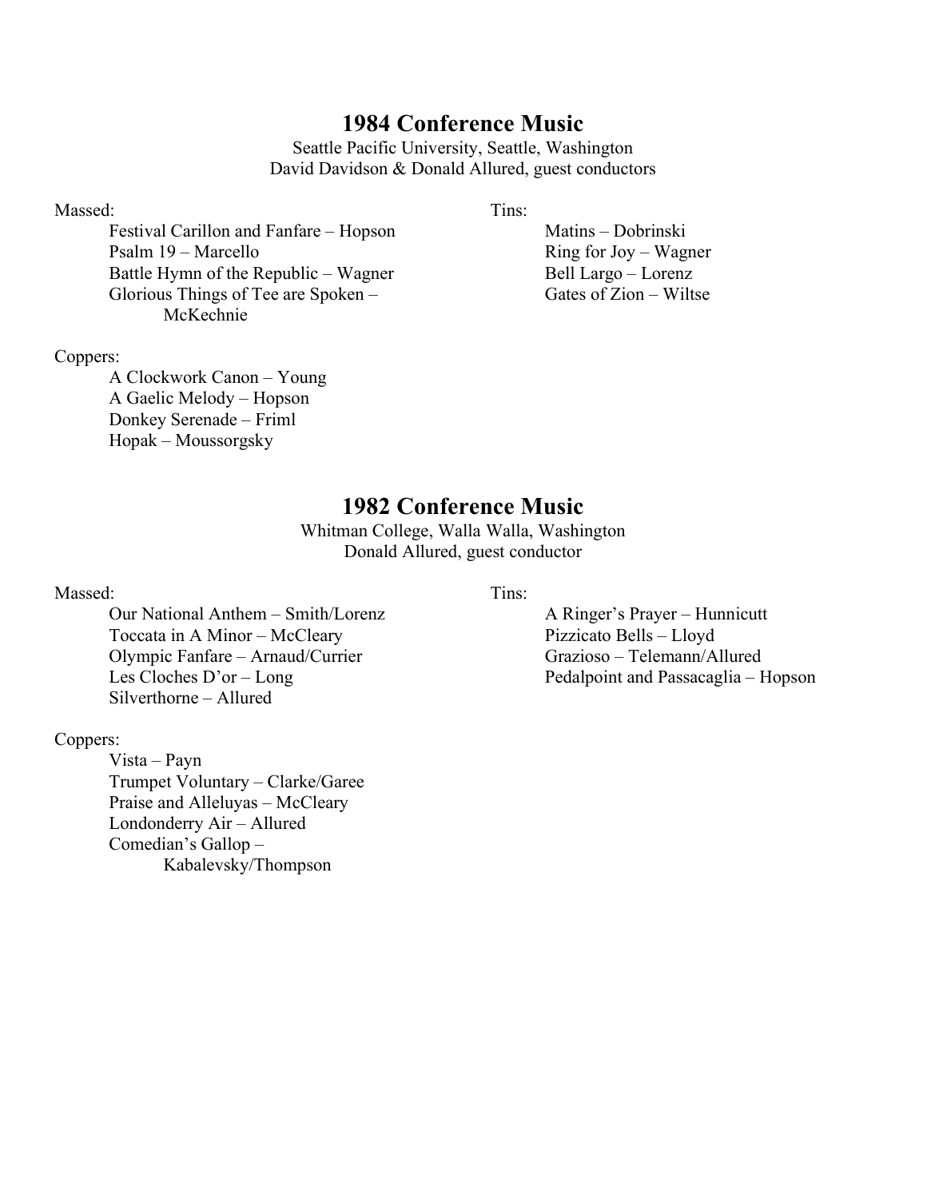## 1984 Conference Music

Seattle Pacific University, Seattle, Washington
David Davidson & Donald Allured, guest conductors

Massed:

- Festival Carillon and Fanfare – Hopson
- Psalm 19 – Marcello
- Battle Hymn of the Republic – Wagner
- Glorious Things of Tee are Spoken – McKechnie

Tins:

- Matins – Dobrinski
- Ring for Joy – Wagner
- Bell Largo – Lorenz
- Gates of Zion – Wiltse

Coppers:

- A Clockwork Canon – Young
- A Gaelic Melody – Hopson
- Donkey Serenade – Friml
- Hopak – Moussorgsky

## 1982 Conference Music

Whitman College, Walla Walla, Washington
Donald Allured, guest conductor

Massed:

- Our National Anthem – Smith/Lorenz
- Toccata in A Minor – McCleary
- Olympic Fanfare – Arnaud/Currier
- Les Cloches D'or – Long
- Silverthorne – Allured

Tins:

- A Ringer's Prayer – Hunnicutt
- Pizzicato Bells – Lloyd
- Grazioso – Telemann/Allured
- Pedalpoint and Passacaglia – Hopson

Coppers:

- Vista – Payn
- Trumpet Voluntary – Clarke/Garee
- Praise and Alleluyas – McCleary
- Londonderry Air – Allured
- Comedian's Gallop – Kabalevsky/Thompson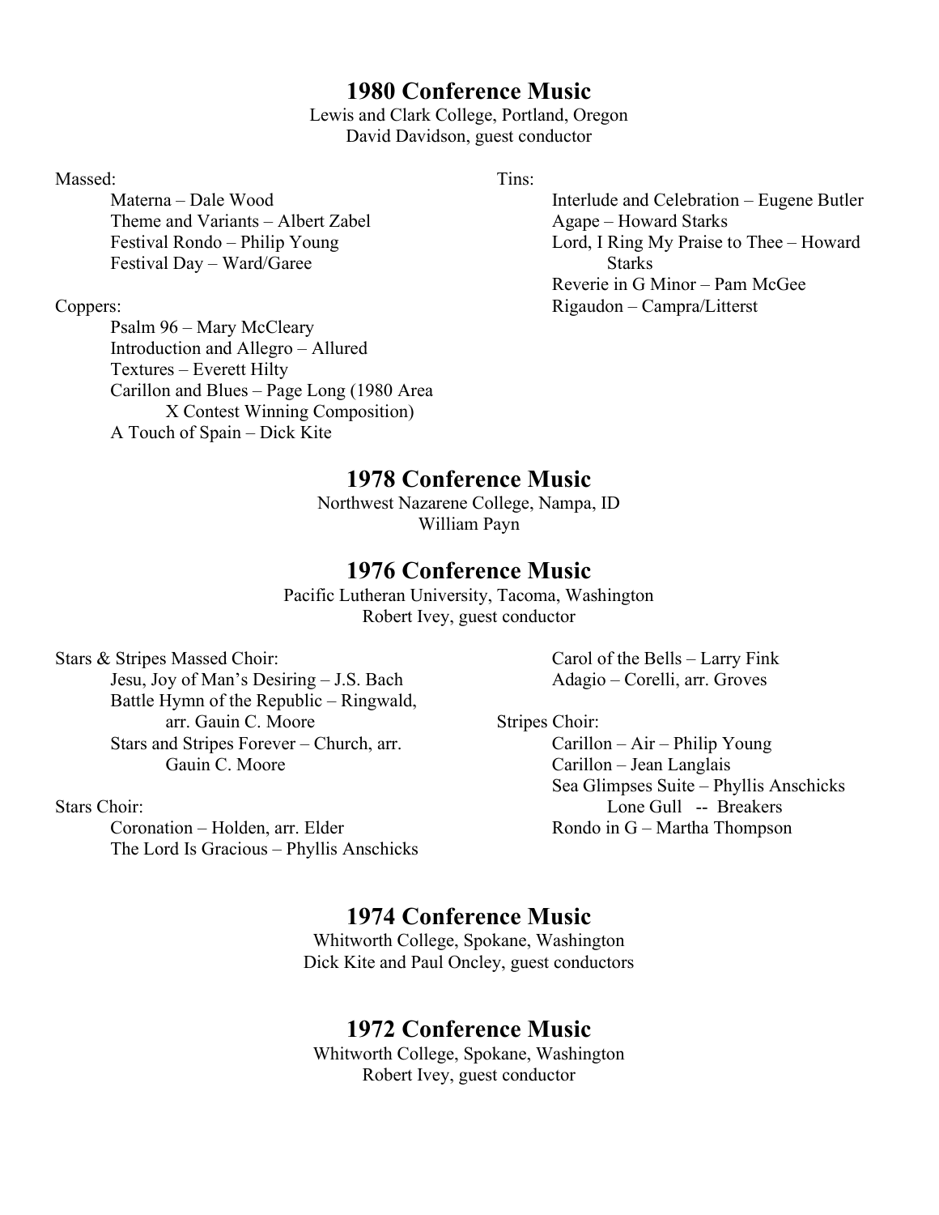## 1980 Conference Music

Lewis and Clark College, Portland, Oregon
David Davidson, guest conductor

Massed:

- Materna – Dale Wood
- Theme and Variants – Albert Zabel
- Festival Rondo – Philip Young
- Festival Day – Ward/Garee

Coppers:

- Psalm 96 – Mary McCleary
- Introduction and Allegro – Allured
- Textures – Everett Hilty
- Carillon and Blues – Page Long (1980 Area X Contest Winning Composition)
- A Touch of Spain – Dick Kite

Tins:

- Interlude and Celebration – Eugene Butler
- Agape – Howard Starks
- Lord, I Ring My Praise to Thee – Howard Starks
- Reverie in G Minor – Pam McGee
- Rigaudon – Campra/Litterst

## 1978 Conference Music

Northwest Nazarene College, Nampa, ID
William Payn

## 1976 Conference Music

Pacific Lutheran University, Tacoma, Washington
Robert Ivey, guest conductor

Stars & Stripes Massed Choir:

- Jesu, Joy of Man's Desiring – J.S. Bach
- Battle Hymn of the Republic – Ringwald, arr. Gauin C. Moore
- Stars and Stripes Forever – Church, arr. Gauin C. Moore

Stars Choir:

- Coronation – Holden, arr. Elder
- The Lord Is Gracious – Phyllis Anschicks
- Carol of the Bells – Larry Fink
- Adagio – Corelli, arr. Groves

Stripes Choir:

- Carillon – Air – Philip Young
- Carillon – Jean Langlais
- Sea Glimpses Suite – Phyllis Anschicks
  - Lone Gull -- Breakers
- Rondo in G – Martha Thompson

## 1974 Conference Music

Whitworth College, Spokane, Washington
Dick Kite and Paul Oncley, guest conductors

## 1972 Conference Music

Whitworth College, Spokane, Washington
Robert Ivey, guest conductor